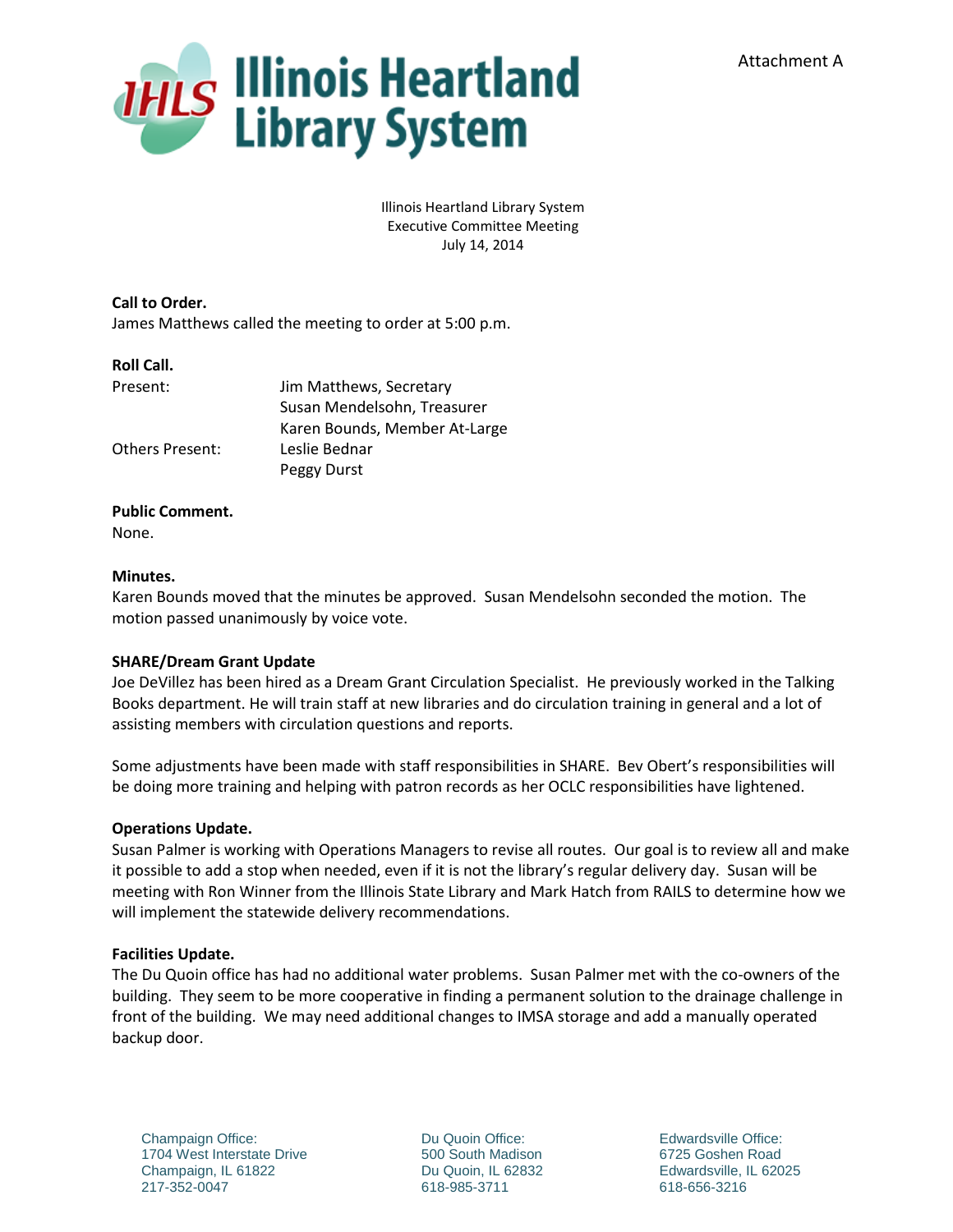Attachment A

# Illinois Heartland Library System

Illinois Heartland Library System
Executive Committee Meeting
July 14, 2014

**Call to Order.**
James Matthews called the meeting to order at 5:00 p.m.

**Roll Call.**

| | |
|---|---|
| Present: | Jim Matthews, Secretary |
| | Susan Mendelsohn, Treasurer |
| | Karen Bounds, Member At-Large |
| Others Present: | Leslie Bednar |
| | Peggy Durst |

**Public Comment.**
None.

**Minutes.**
Karen Bounds moved that the minutes be approved. Susan Mendelsohn seconded the motion. The motion passed unanimously by voice vote.

**SHARE/Dream Grant Update**
Joe DeVillez has been hired as a Dream Grant Circulation Specialist. He previously worked in the Talking Books department. He will train staff at new libraries and do circulation training in general and a lot of assisting members with circulation questions and reports.

Some adjustments have been made with staff responsibilities in SHARE. Bev Obert's responsibilities will be doing more training and helping with patron records as her OCLC responsibilities have lightened.

**Operations Update.**
Susan Palmer is working with Operations Managers to revise all routes. Our goal is to review all and make it possible to add a stop when needed, even if it is not the library's regular delivery day. Susan will be meeting with Ron Winner from the Illinois State Library and Mark Hatch from RAILS to determine how we will implement the statewide delivery recommendations.

**Facilities Update.**
The Du Quoin office has had no additional water problems. Susan Palmer met with the co-owners of the building. They seem to be more cooperative in finding a permanent solution to the drainage challenge in front of the building. We may need additional changes to IMSA storage and add a manually operated backup door.

Champaign Office:
1704 West Interstate Drive
Champaign, IL 61822
217-352-0047

Du Quoin Office:
500 South Madison
Du Quoin, IL 62832
618-985-3711

Edwardsville Office:
6725 Goshen Road
Edwardsville, IL 62025
618-656-3216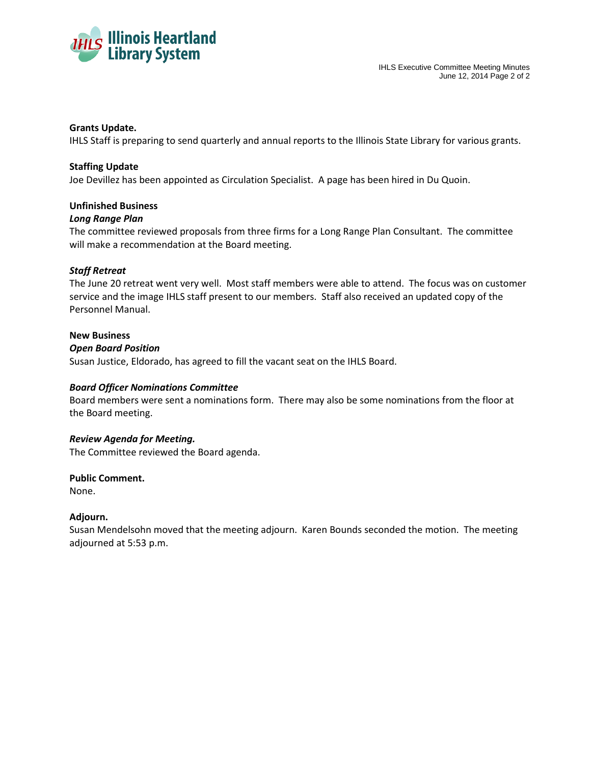**Grants Update.**
IHLS Staff is preparing to send quarterly and annual reports to the Illinois State Library for various grants.

**Staffing Update**
Joe Devillez has been appointed as Circulation Specialist. A page has been hired in Du Quoin.

**Unfinished Business**

***Long Range Plan***
The committee reviewed proposals from three firms for a Long Range Plan Consultant. The committee will make a recommendation at the Board meeting.

***Staff Retreat***
The June 20 retreat went very well. Most staff members were able to attend. The focus was on customer service and the image IHLS staff present to our members. Staff also received an updated copy of the Personnel Manual.

**New Business**

***Open Board Position***
Susan Justice, Eldorado, has agreed to fill the vacant seat on the IHLS Board.

***Board Officer Nominations Committee***
Board members were sent a nominations form. There may also be some nominations from the floor at the Board meeting.

***Review Agenda for Meeting.***
The Committee reviewed the Board agenda.

**Public Comment.**
None.

**Adjourn.**
Susan Mendelsohn moved that the meeting adjourn. Karen Bounds seconded the motion. The meeting adjourned at 5:53 p.m.